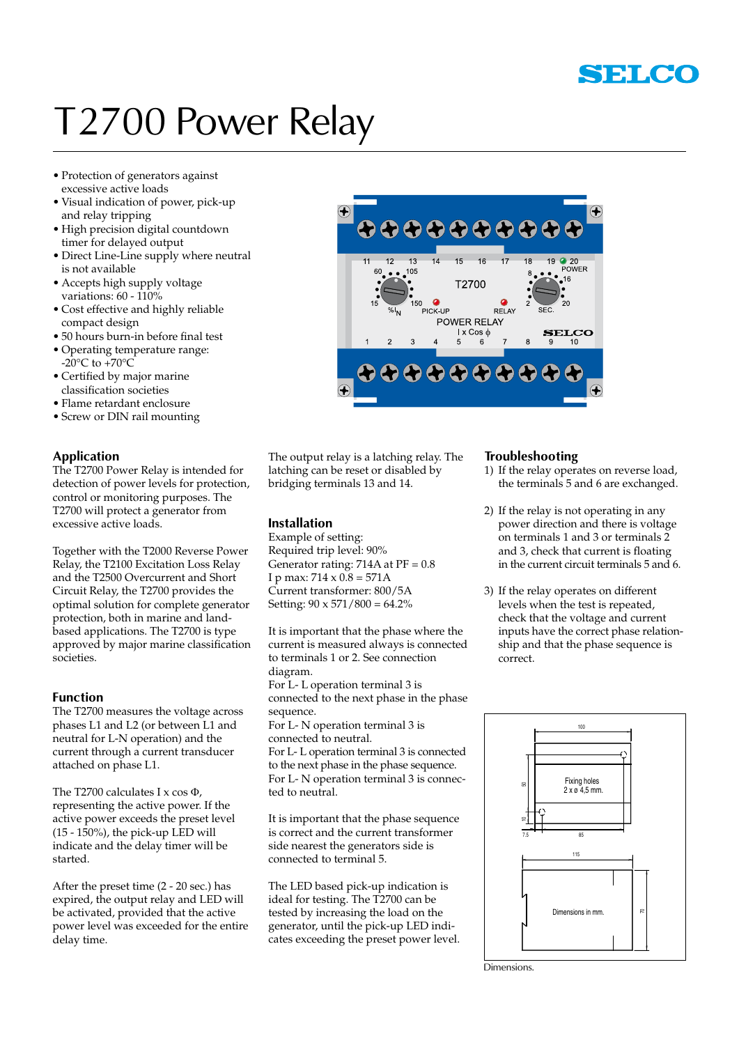SELCO

# T2700 Power Relay

- Protection of generators against excessive active loads
- Visual indication of power, pick-up and relay tripping
- High precision digital countdown timer for delayed output
- Direct Line-Line supply where neutral is not available
- Accepts high supply voltage variations: 60 - 110%
- Cost effective and highly reliable compact design
- 50 hours burn-in before final test
- Operating temperature range: -20°C to +70°C
- Certified by major marine classification societies
- Flame retardant enclosure
- Screw or DIN rail mounting

## Application

The T2700 Power Relay is intended for detection of power levels for protection, control or monitoring purposes. The T2700 will protect a generator from excessive active loads.

Together with the T2000 Reverse Power Relay, the T2100 Excitation Loss Relay and the T2500 Overcurrent and Short Circuit Relay, the T2700 provides the optimal solution for complete generator protection, both in marine and land-based applications. The T2700 is type approved by major marine classification societies.

## Function

The T2700 measures the voltage across phases L1 and L2 (or between L1 and neutral for L-N operation) and the current through a current transducer attached on phase L1.

The T2700 calculates I x cos Φ, representing the active power. If the active power exceeds the preset level (15 - 150%), the pick-up LED will indicate and the delay timer will be started.

After the preset time (2 - 20 sec.) has expired, the output relay and LED will be activated, provided that the active power level was exceeded for the entire delay time.

The output relay is a latching relay. The latching can be reset or disabled by bridging terminals 13 and 14.

## Installation

Example of setting:
Required trip level: 90%
Generator rating: 714A at PF = 0.8
I p max: 714 x 0.8 = 571A
Current transformer: 800/5A
Setting: 90 x 571/800 = 64.2%

It is important that the phase where the current is measured always is connected to terminals 1 or 2. See connection diagram.
For L- L operation terminal 3 is connected to the next phase in the phase sequence.
For L- N operation terminal 3 is connected to neutral.
For L- L operation terminal 3 is connected to the next phase in the phase sequence.
For L- N operation terminal 3 is connected to neutral.

It is important that the phase sequence is correct and the current transformer side nearest the generators side is connected to terminal 5.

The LED based pick-up indication is ideal for testing. The T2700 can be tested by increasing the load on the generator, until the pick-up LED indicates exceeding the preset power level.

## Troubleshooting

1) If the relay operates on reverse load, the terminals 5 and 6 are exchanged.

2) If the relay is not operating in any power direction and there is voltage on terminals 1 and 3 or terminals 2 and 3, check that current is floating in the current circuit terminals 5 and 6.

3) If the relay operates on different levels when the test is repeated, check that the voltage and current inputs have the correct phase relationship and that the phase sequence is correct.

Fixing holes 2 x ø 4,5 mm.

Dimensions in mm.

Dimensions.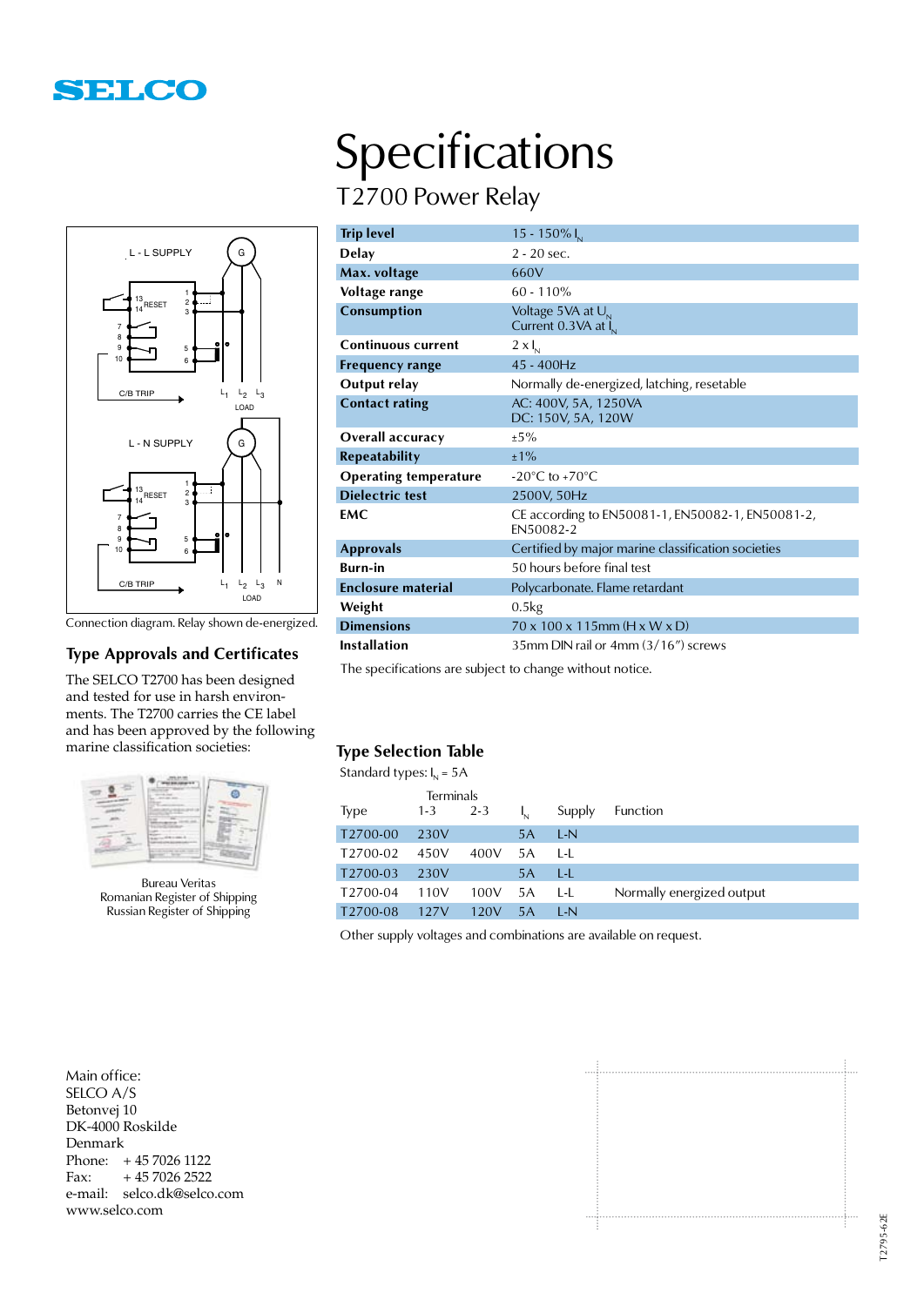# Specifications

## T2700 Power Relay

| | |
|---|---|
| **Trip level** | 15 - 150% $I_N$ |
| **Delay** | 2 - 20 sec. |
| **Max. voltage** | 660V |
| **Voltage range** | 60 - 110% |
| **Consumption** | Voltage 5VA at $U_N$<br>Current 0.3VA at $I_N$ |
| **Continuous current** | 2 x $I_N$ |
| **Frequency range** | 45 - 400Hz |
| **Output relay** | Normally de-energized, latching, resetable |
| **Contact rating** | AC: 400V, 5A, 1250VA<br>DC: 150V, 5A, 120W |
| **Overall accuracy** | ±5% |
| **Repeatability** | ±1% |
| **Operating temperature** | -20°C to +70°C |
| **Dielectric test** | 2500V, 50Hz |
| **EMC** | CE according to EN50081-1, EN50082-1, EN50081-2, EN50082-2 |
| **Approvals** | Certified by major marine classification societies |
| **Burn-in** | 50 hours before final test |
| **Enclosure material** | Polycarbonate. Flame retardant |
| **Weight** | 0.5kg |
| **Dimensions** | 70 x 100 x 115mm (H x W x D) |
| **Installation** | 35mm DIN rail or 4mm (3/16") screws |

The specifications are subject to change without notice.

L - L SUPPLY

L - N SUPPLY

Connection diagram. Relay shown de-energized.

## Type Approvals and Certificates

The SELCO T2700 has been designed and tested for use in harsh environments. The T2700 carries the CE label and has been approved by the following marine classification societies:

Bureau Veritas
Romanian Register of Shipping
Russian Register of Shipping

## Type Selection Table

Standard types: $I_N$ = 5A

| Type | Terminals 1-3 | 2-3 | $I_N$ | Supply | Function |
|---|---|---|---|---|---|
| T2700-00 | 230V | | 5A | L-N | |
| T2700-02 | 450V | 400V | 5A | L-L | |
| T2700-03 | 230V | | 5A | L-L | |
| T2700-04 | 110V | 100V | 5A | L-L | Normally energized output |
| T2700-08 | 127V | 120V | 5A | L-N | |

Other supply voltages and combinations are available on request.

Main office:
SELCO A/S
Betonvej 10
DK-4000 Roskilde
Denmark
Phone: + 45 7026 1122
Fax: + 45 7026 2522
e-mail: selco.dk@selco.com
www.selco.com

T2795-62E